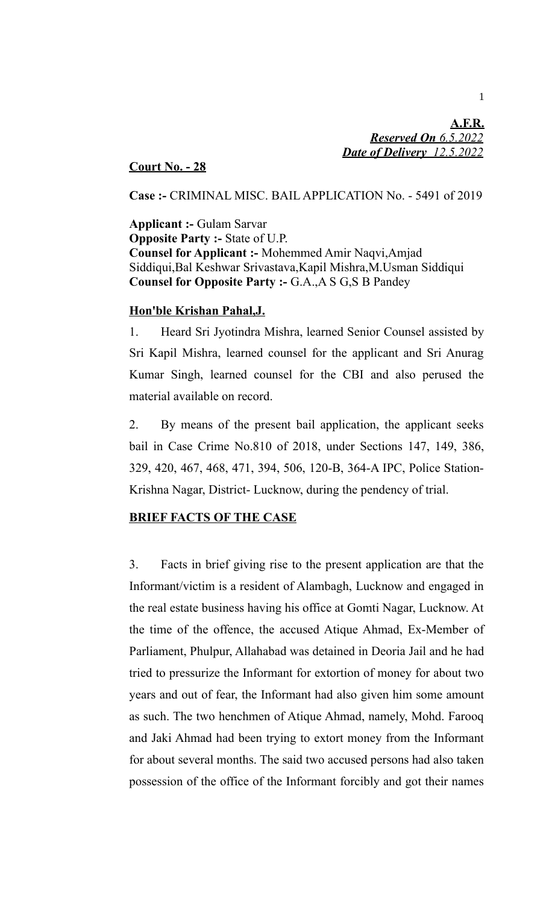**A.F.R.**

***Reserved On** 6.5.2022*

***Date of Delivery** 12.5.2022*

**Court No. - 28**

**Case :-** CRIMINAL MISC. BAIL APPLICATION No. - 5491 of 2019

**Applicant :-** Gulam Sarvar
**Opposite Party :-** State of U.P.
**Counsel for Applicant :-** Mohemmed Amir Naqvi,Amjad Siddiqui,Bal Keshwar Srivastava,Kapil Mishra,M.Usman Siddiqui
**Counsel for Opposite Party :-** G.A.,A S G,S B Pandey

**Hon'ble Krishan Pahal,J.**

1. Heard Sri Jyotindra Mishra, learned Senior Counsel assisted by Sri Kapil Mishra, learned counsel for the applicant and Sri Anurag Kumar Singh, learned counsel for the CBI and also perused the material available on record.

2. By means of the present bail application, the applicant seeks bail in Case Crime No.810 of 2018, under Sections 147, 149, 386, 329, 420, 467, 468, 471, 394, 506, 120-B, 364-A IPC, Police Station- Krishna Nagar, District- Lucknow, during the pendency of trial.

**BRIEF FACTS OF THE CASE**

3. Facts in brief giving rise to the present application are that the Informant/victim is a resident of Alambagh, Lucknow and engaged in the real estate business having his office at Gomti Nagar, Lucknow. At the time of the offence, the accused Atique Ahmad, Ex-Member of Parliament, Phulpur, Allahabad was detained in Deoria Jail and he had tried to pressurize the Informant for extortion of money for about two years and out of fear, the Informant had also given him some amount as such. The two henchmen of Atique Ahmad, namely, Mohd. Farooq and Jaki Ahmad had been trying to extort money from the Informant for about several months. The said two accused persons had also taken possession of the office of the Informant forcibly and got their names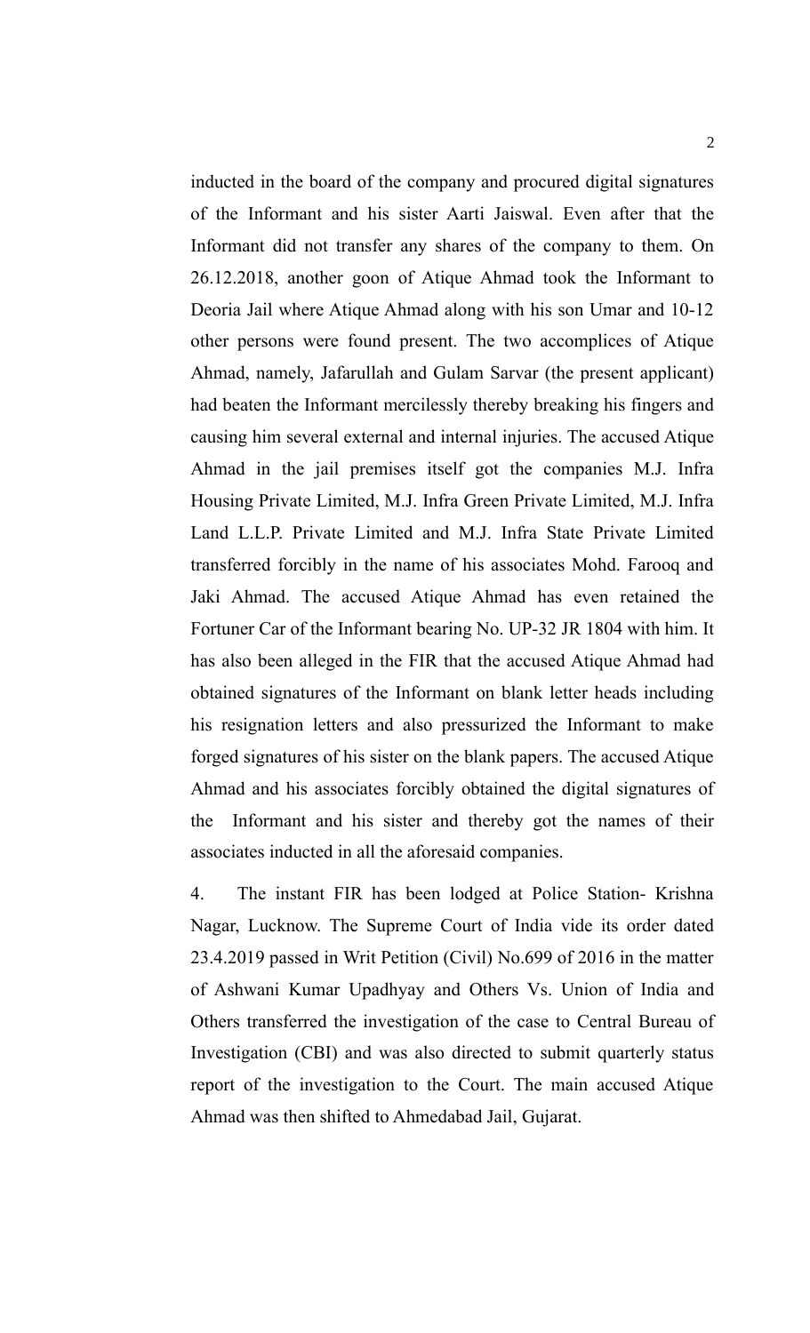inducted in the board of the company and procured digital signatures of the Informant and his sister Aarti Jaiswal. Even after that the Informant did not transfer any shares of the company to them. On 26.12.2018, another goon of Atique Ahmad took the Informant to Deoria Jail where Atique Ahmad along with his son Umar and 10-12 other persons were found present. The two accomplices of Atique Ahmad, namely, Jafarullah and Gulam Sarvar (the present applicant) had beaten the Informant mercilessly thereby breaking his fingers and causing him several external and internal injuries. The accused Atique Ahmad in the jail premises itself got the companies M.J. Infra Housing Private Limited, M.J. Infra Green Private Limited, M.J. Infra Land L.L.P. Private Limited and M.J. Infra State Private Limited transferred forcibly in the name of his associates Mohd. Farooq and Jaki Ahmad. The accused Atique Ahmad has even retained the Fortuner Car of the Informant bearing No. UP-32 JR 1804 with him. It has also been alleged in the FIR that the accused Atique Ahmad had obtained signatures of the Informant on blank letter heads including his resignation letters and also pressurized the Informant to make forged signatures of his sister on the blank papers. The accused Atique Ahmad and his associates forcibly obtained the digital signatures of the Informant and his sister and thereby got the names of their associates inducted in all the aforesaid companies.

4. The instant FIR has been lodged at Police Station- Krishna Nagar, Lucknow. The Supreme Court of India vide its order dated 23.4.2019 passed in Writ Petition (Civil) No.699 of 2016 in the matter of Ashwani Kumar Upadhyay and Others Vs. Union of India and Others transferred the investigation of the case to Central Bureau of Investigation (CBI) and was also directed to submit quarterly status report of the investigation to the Court. The main accused Atique Ahmad was then shifted to Ahmedabad Jail, Gujarat.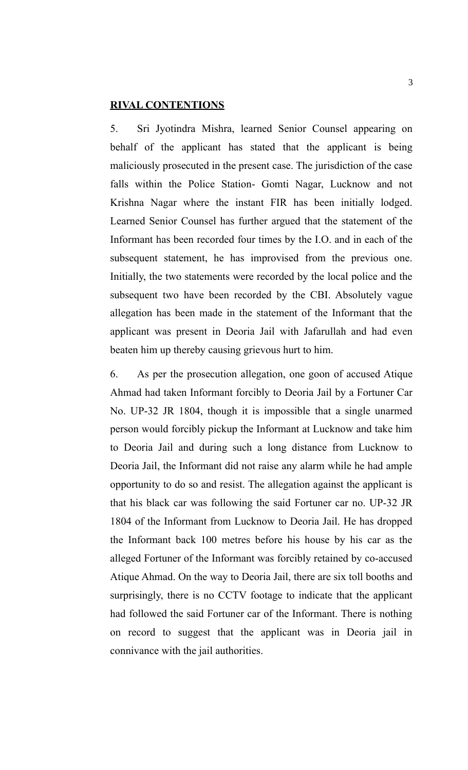**RIVAL CONTENTIONS**

5. Sri Jyotindra Mishra, learned Senior Counsel appearing on behalf of the applicant has stated that the applicant is being maliciously prosecuted in the present case. The jurisdiction of the case falls within the Police Station- Gomti Nagar, Lucknow and not Krishna Nagar where the instant FIR has been initially lodged. Learned Senior Counsel has further argued that the statement of the Informant has been recorded four times by the I.O. and in each of the subsequent statement, he has improvised from the previous one. Initially, the two statements were recorded by the local police and the subsequent two have been recorded by the CBI. Absolutely vague allegation has been made in the statement of the Informant that the applicant was present in Deoria Jail with Jafarullah and had even beaten him up thereby causing grievous hurt to him.

6. As per the prosecution allegation, one goon of accused Atique Ahmad had taken Informant forcibly to Deoria Jail by a Fortuner Car No. UP-32 JR 1804, though it is impossible that a single unarmed person would forcibly pickup the Informant at Lucknow and take him to Deoria Jail and during such a long distance from Lucknow to Deoria Jail, the Informant did not raise any alarm while he had ample opportunity to do so and resist. The allegation against the applicant is that his black car was following the said Fortuner car no. UP-32 JR 1804 of the Informant from Lucknow to Deoria Jail. He has dropped the Informant back 100 metres before his house by his car as the alleged Fortuner of the Informant was forcibly retained by co-accused Atique Ahmad. On the way to Deoria Jail, there are six toll booths and surprisingly, there is no CCTV footage to indicate that the applicant had followed the said Fortuner car of the Informant. There is nothing on record to suggest that the applicant was in Deoria jail in connivance with the jail authorities.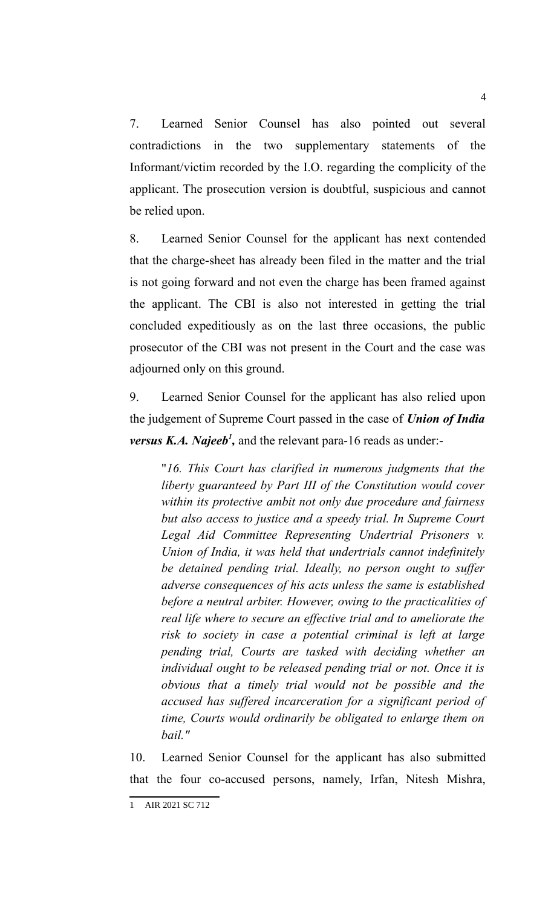7. Learned Senior Counsel has also pointed out several contradictions in the two supplementary statements of the Informant/victim recorded by the I.O. regarding the complicity of the applicant. The prosecution version is doubtful, suspicious and cannot be relied upon.

8. Learned Senior Counsel for the applicant has next contended that the charge-sheet has already been filed in the matter and the trial is not going forward and not even the charge has been framed against the applicant. The CBI is also not interested in getting the trial concluded expeditiously as on the last three occasions, the public prosecutor of the CBI was not present in the Court and the case was adjourned only on this ground.

9. Learned Senior Counsel for the applicant has also relied upon the judgement of Supreme Court passed in the case of ***Union of India versus K.A. Najeeb***[1]**,** and the relevant para-16 reads as under:-

> "*16. This Court has clarified in numerous judgments that the liberty guaranteed by Part III of the Constitution would cover within its protective ambit not only due procedure and fairness but also access to justice and a speedy trial. In Supreme Court Legal Aid Committee Representing Undertrial Prisoners v. Union of India, it was held that undertrials cannot indefinitely be detained pending trial. Ideally, no person ought to suffer adverse consequences of his acts unless the same is established before a neutral arbiter. However, owing to the practicalities of real life where to secure an effective trial and to ameliorate the risk to society in case a potential criminal is left at large pending trial, Courts are tasked with deciding whether an individual ought to be released pending trial or not. Once it is obvious that a timely trial would not be possible and the accused has suffered incarceration for a significant period of time, Courts would ordinarily be obligated to enlarge them on bail."*

10. Learned Senior Counsel for the applicant has also submitted that the four co-accused persons, namely, Irfan, Nitesh Mishra,

---

1 AIR 2021 SC 712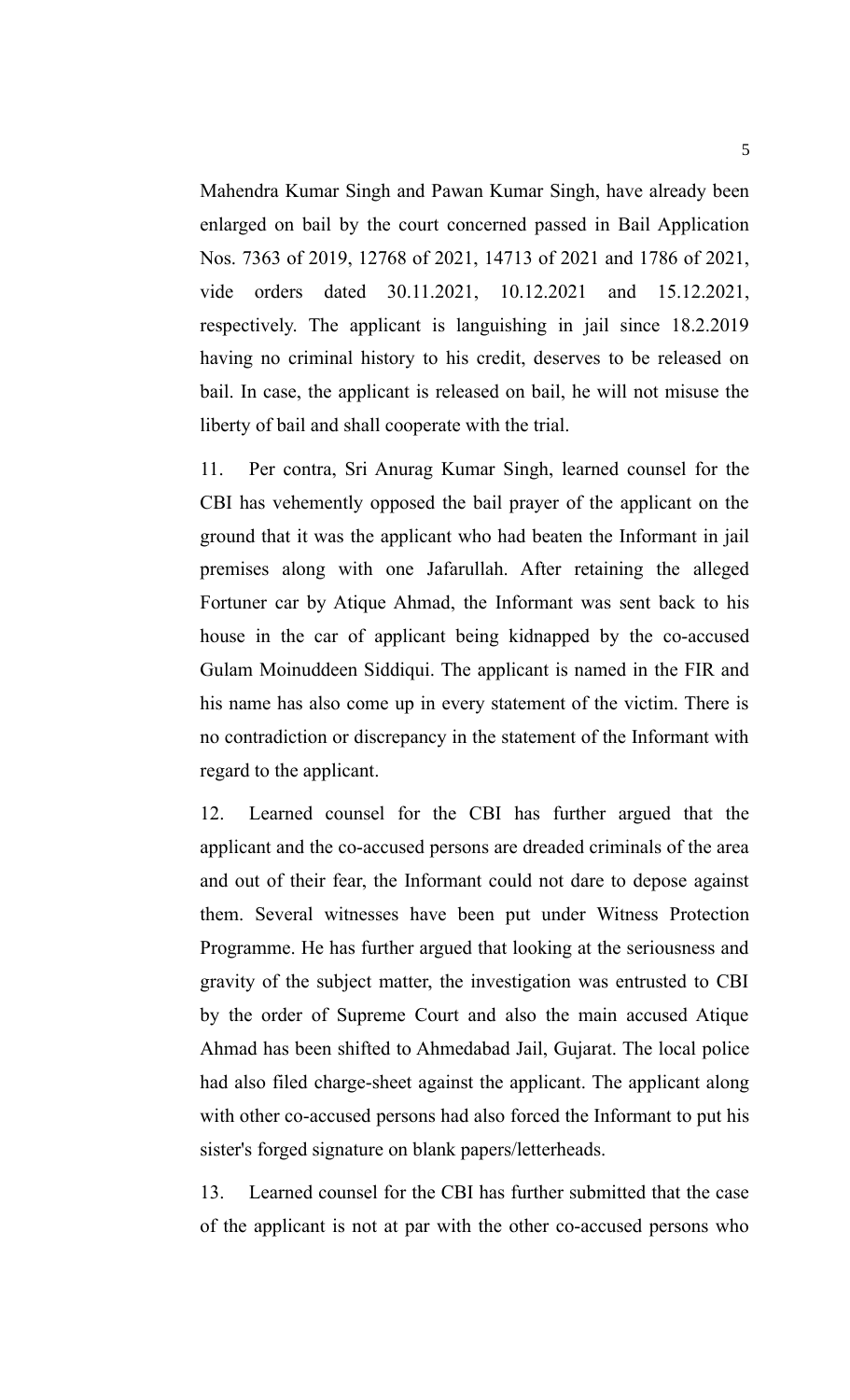Mahendra Kumar Singh and Pawan Kumar Singh, have already been enlarged on bail by the court concerned passed in Bail Application Nos. 7363 of 2019, 12768 of 2021, 14713 of 2021 and 1786 of 2021, vide orders dated 30.11.2021, 10.12.2021 and 15.12.2021, respectively. The applicant is languishing in jail since 18.2.2019 having no criminal history to his credit, deserves to be released on bail. In case, the applicant is released on bail, he will not misuse the liberty of bail and shall cooperate with the trial.

11. Per contra, Sri Anurag Kumar Singh, learned counsel for the CBI has vehemently opposed the bail prayer of the applicant on the ground that it was the applicant who had beaten the Informant in jail premises along with one Jafarullah. After retaining the alleged Fortuner car by Atique Ahmad, the Informant was sent back to his house in the car of applicant being kidnapped by the co-accused Gulam Moinuddeen Siddiqui. The applicant is named in the FIR and his name has also come up in every statement of the victim. There is no contradiction or discrepancy in the statement of the Informant with regard to the applicant.

12. Learned counsel for the CBI has further argued that the applicant and the co-accused persons are dreaded criminals of the area and out of their fear, the Informant could not dare to depose against them. Several witnesses have been put under Witness Protection Programme. He has further argued that looking at the seriousness and gravity of the subject matter, the investigation was entrusted to CBI by the order of Supreme Court and also the main accused Atique Ahmad has been shifted to Ahmedabad Jail, Gujarat. The local police had also filed charge-sheet against the applicant. The applicant along with other co-accused persons had also forced the Informant to put his sister's forged signature on blank papers/letterheads.

13. Learned counsel for the CBI has further submitted that the case of the applicant is not at par with the other co-accused persons who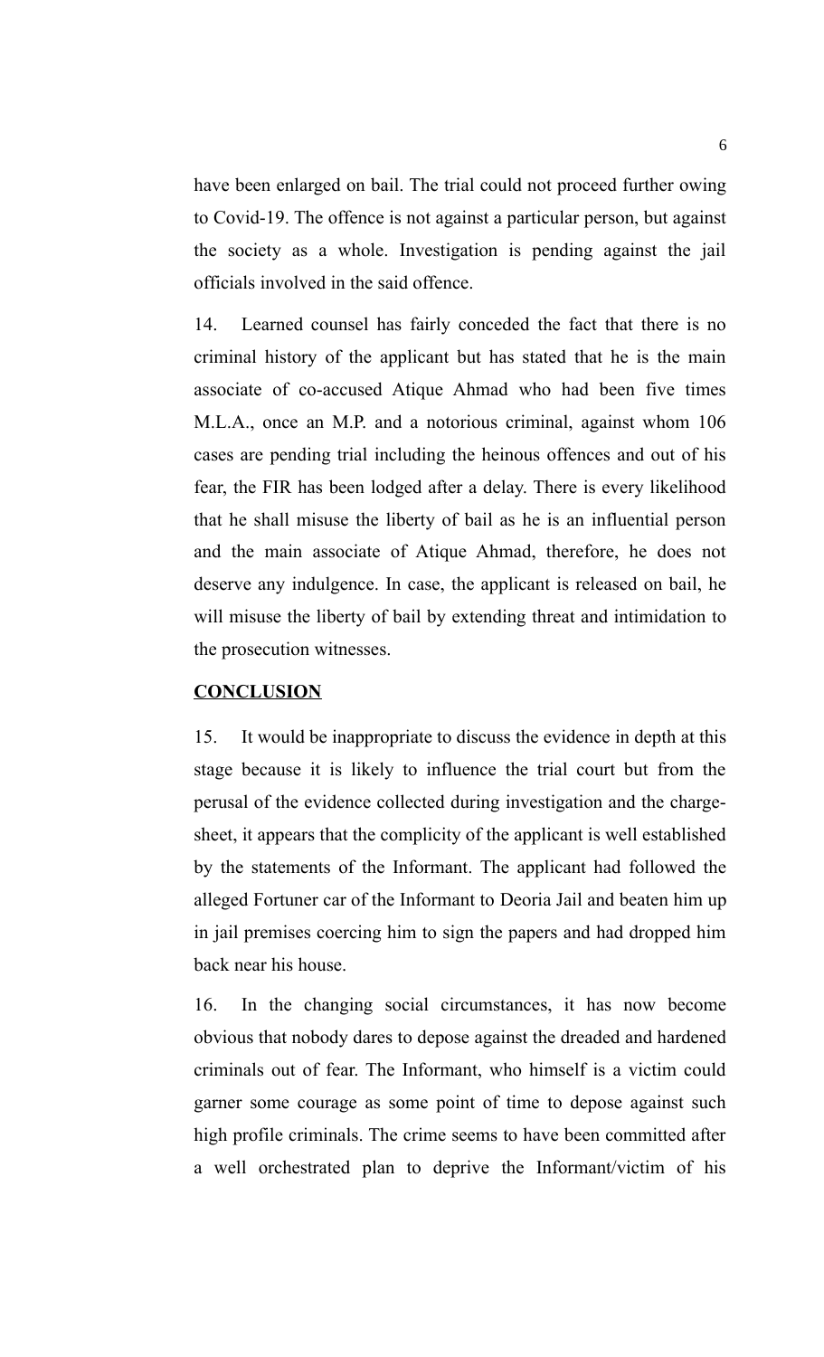have been enlarged on bail. The trial could not proceed further owing to Covid-19. The offence is not against a particular person, but against the society as a whole. Investigation is pending against the jail officials involved in the said offence.

14. Learned counsel has fairly conceded the fact that there is no criminal history of the applicant but has stated that he is the main associate of co-accused Atique Ahmad who had been five times M.L.A., once an M.P. and a notorious criminal, against whom 106 cases are pending trial including the heinous offences and out of his fear, the FIR has been lodged after a delay. There is every likelihood that he shall misuse the liberty of bail as he is an influential person and the main associate of Atique Ahmad, therefore, he does not deserve any indulgence. In case, the applicant is released on bail, he will misuse the liberty of bail by extending threat and intimidation to the prosecution witnesses.

**CONCLUSION**

15. It would be inappropriate to discuss the evidence in depth at this stage because it is likely to influence the trial court but from the perusal of the evidence collected during investigation and the charge-sheet, it appears that the complicity of the applicant is well established by the statements of the Informant. The applicant had followed the alleged Fortuner car of the Informant to Deoria Jail and beaten him up in jail premises coercing him to sign the papers and had dropped him back near his house.

16. In the changing social circumstances, it has now become obvious that nobody dares to depose against the dreaded and hardened criminals out of fear. The Informant, who himself is a victim could garner some courage as some point of time to depose against such high profile criminals. The crime seems to have been committed after a well orchestrated plan to deprive the Informant/victim of his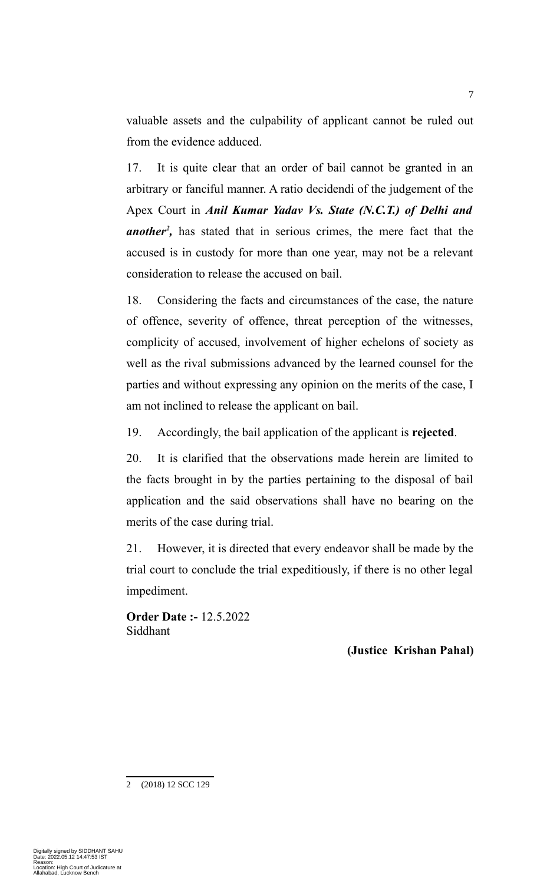valuable assets and the culpability of applicant cannot be ruled out from the evidence adduced.

17. It is quite clear that an order of bail cannot be granted in an arbitrary or fanciful manner. A ratio decidendi of the judgement of the Apex Court in ***Anil Kumar Yadav Vs. State (N.C.T.) of Delhi and another***[2], has stated that in serious crimes, the mere fact that the accused is in custody for more than one year, may not be a relevant consideration to release the accused on bail.

18. Considering the facts and circumstances of the case, the nature of offence, severity of offence, threat perception of the witnesses, complicity of accused, involvement of higher echelons of society as well as the rival submissions advanced by the learned counsel for the parties and without expressing any opinion on the merits of the case, I am not inclined to release the applicant on bail.

19. Accordingly, the bail application of the applicant is **rejected**.

20. It is clarified that the observations made herein are limited to the facts brought in by the parties pertaining to the disposal of bail application and the said observations shall have no bearing on the merits of the case during trial.

21. However, it is directed that every endeavor shall be made by the trial court to conclude the trial expeditiously, if there is no other legal impediment.

**Order Date :-** 12.5.2022
Siddhant

**(Justice Krishan Pahal)**

2 (2018) 12 SCC 129

Digitally signed by SIDDHANT SAHU
Date: 2022.05.12 14:47:53 IST
Reason:
Location: High Court of Judicature at Allahabad, Lucknow Bench